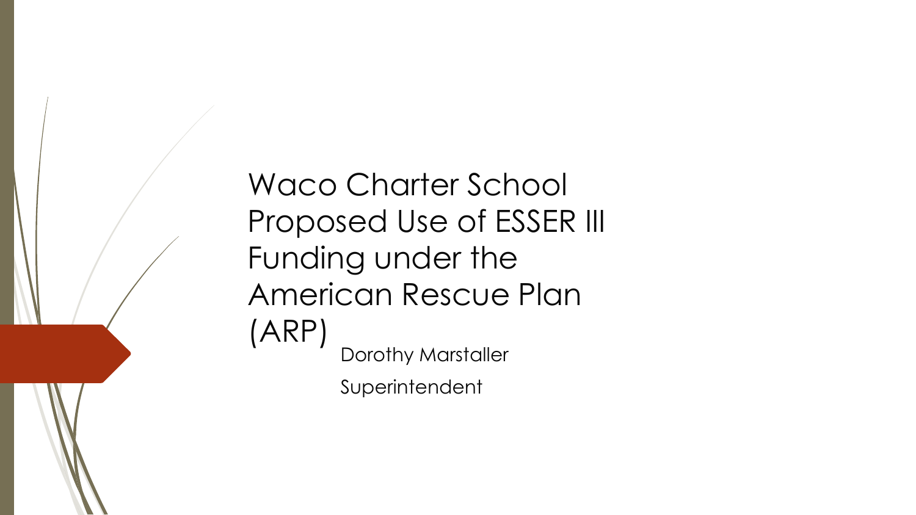# Waco Charter School Proposed Use of ESSER III Funding under the American Rescue Plan (ARP)

Dorothy Marstaller

Superintendent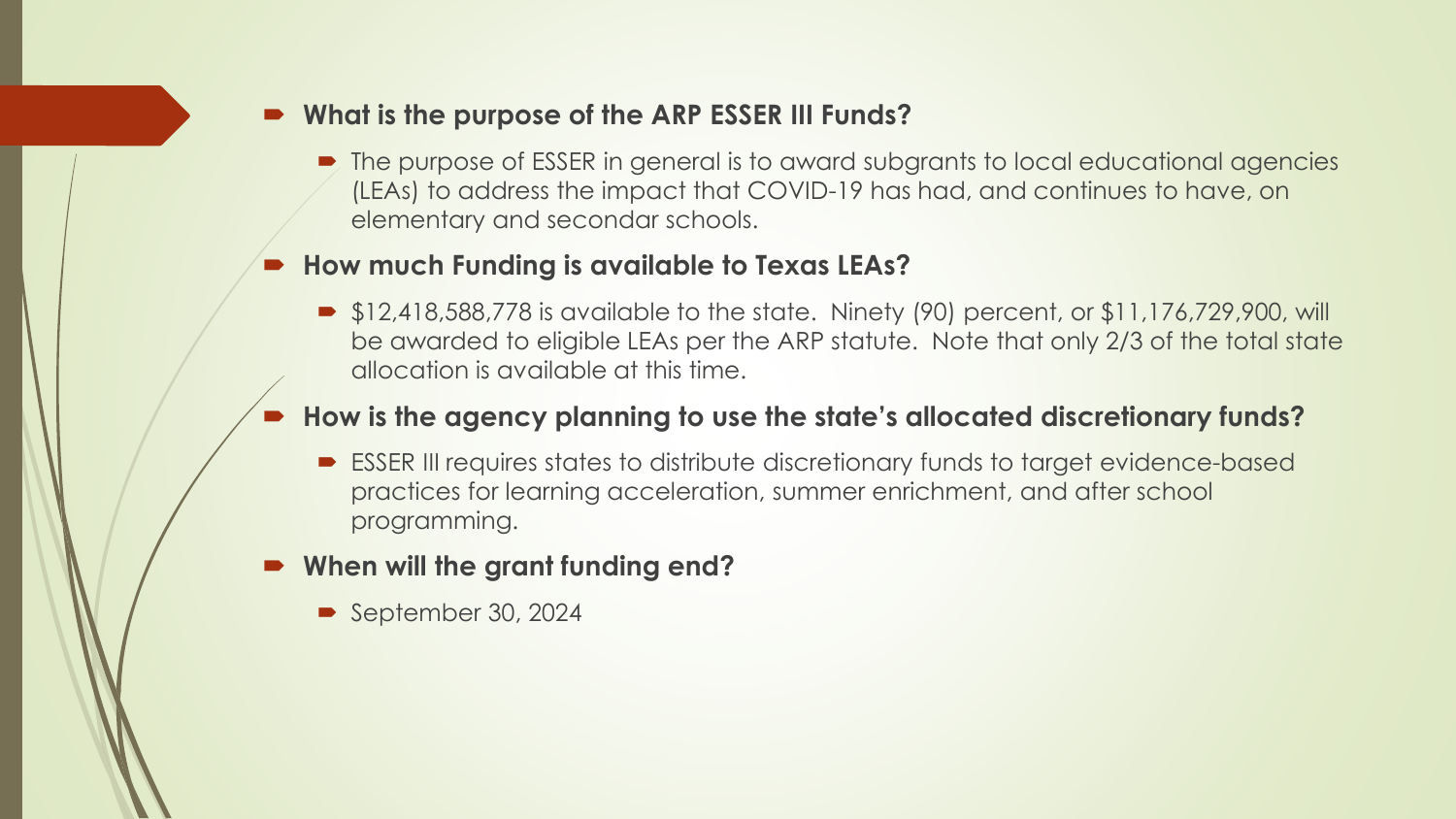- **What is the purpose of the ARP ESSER III Funds?**
  - The purpose of ESSER in general is to award subgrants to local educational agencies (LEAs) to address the impact that COVID-19 has had, and continues to have, on elementary and secondar schools.
- **How much Funding is available to Texas LEAs?**
  - $12,418,588,778 is available to the state. Ninety (90) percent, or $11,176,729,900, will be awarded to eligible LEAs per the ARP statute. Note that only 2/3 of the total state allocation is available at this time.
- **How is the agency planning to use the state's allocated discretionary funds?**
  - ESSER III requires states to distribute discretionary funds to target evidence-based practices for learning acceleration, summer enrichment, and after school programming.
- **When will the grant funding end?**
  - September 30, 2024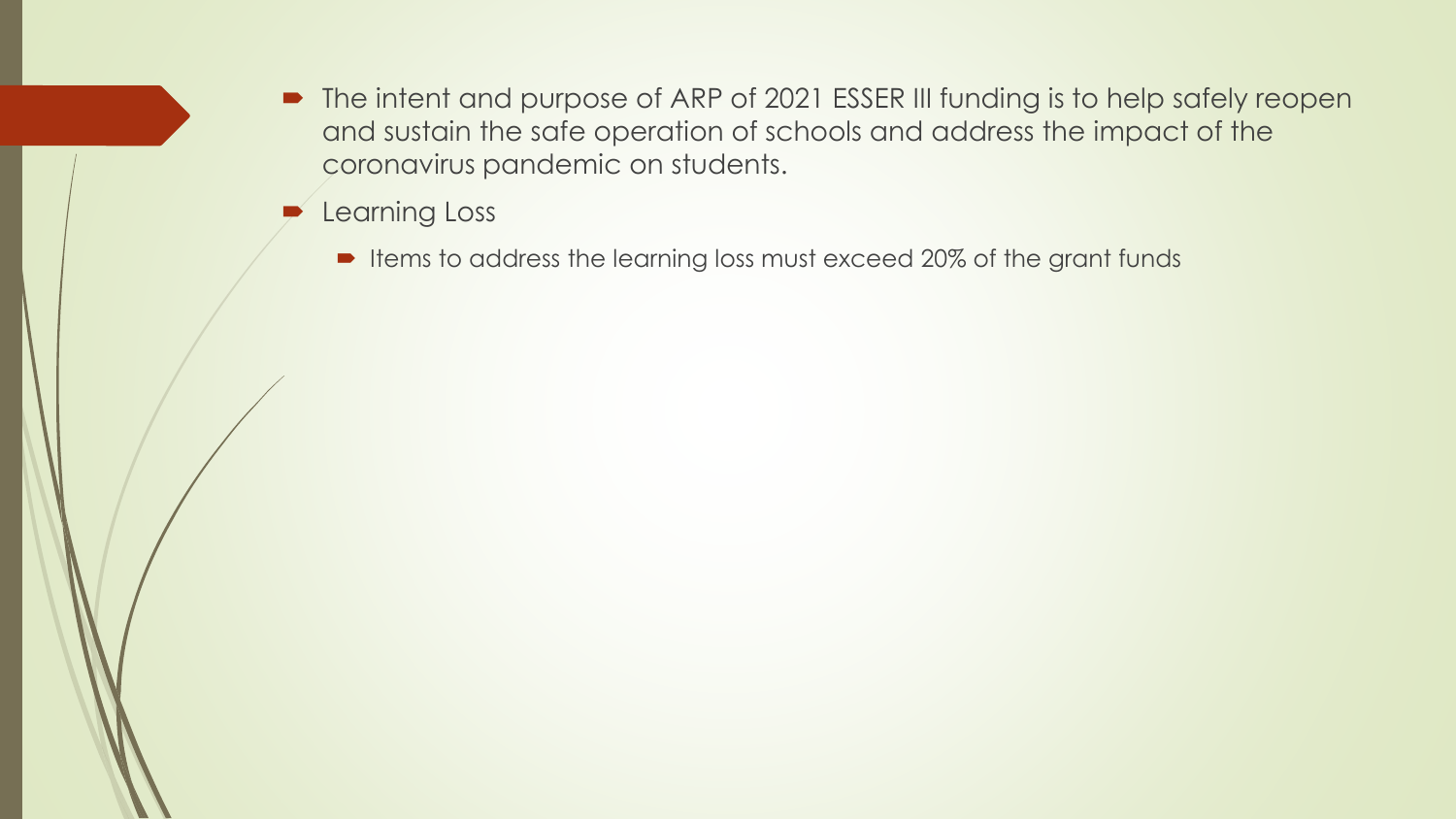- The intent and purpose of ARP of 2021 ESSER III funding is to help safely reopen and sustain the safe operation of schools and address the impact of the coronavirus pandemic on students.
- Learning Loss
  - Items to address the learning loss must exceed 20% of the grant funds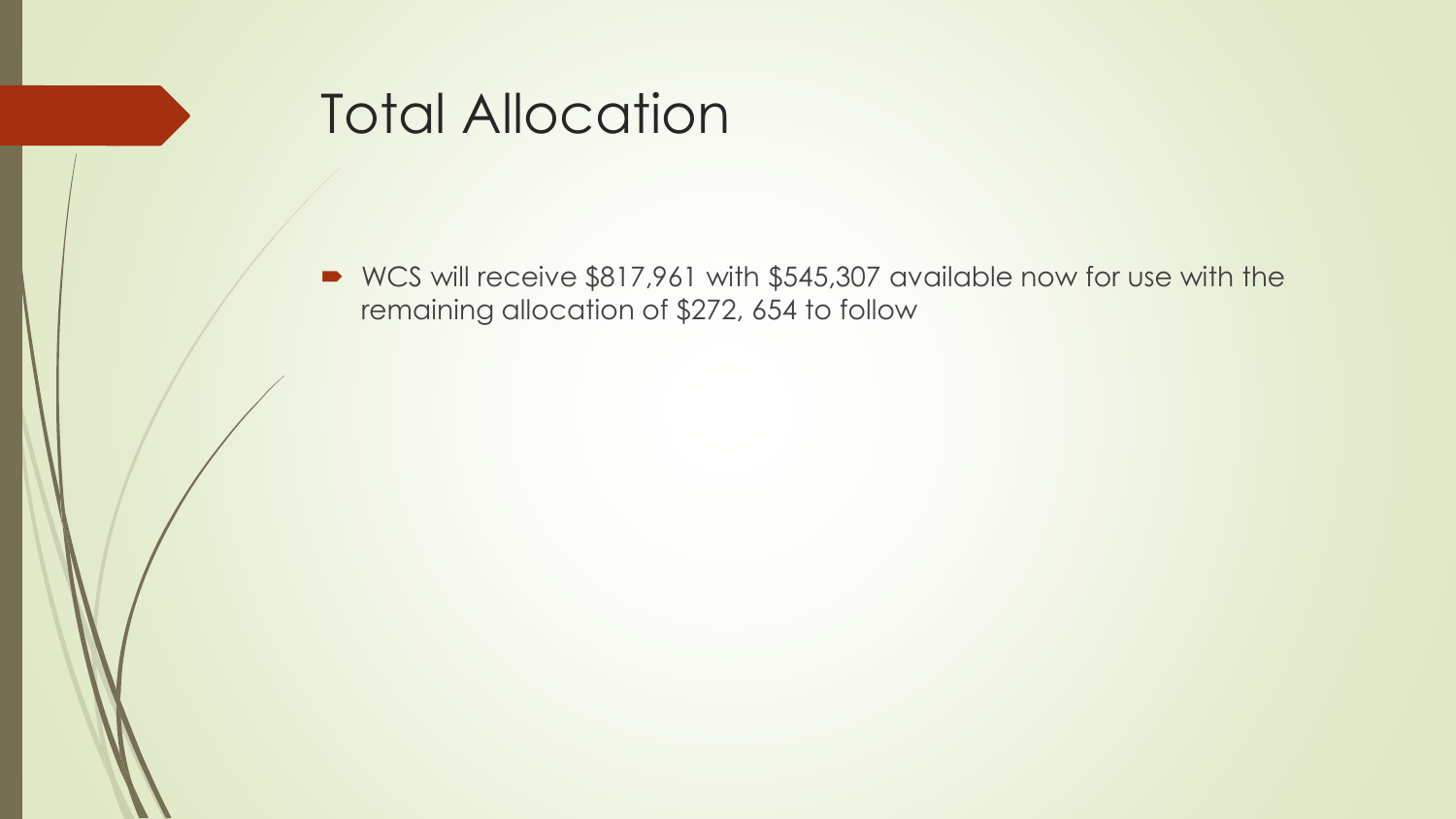# Total Allocation

- WCS will receive $817,961 with $545,307 available now for use with the remaining allocation of $272, 654 to follow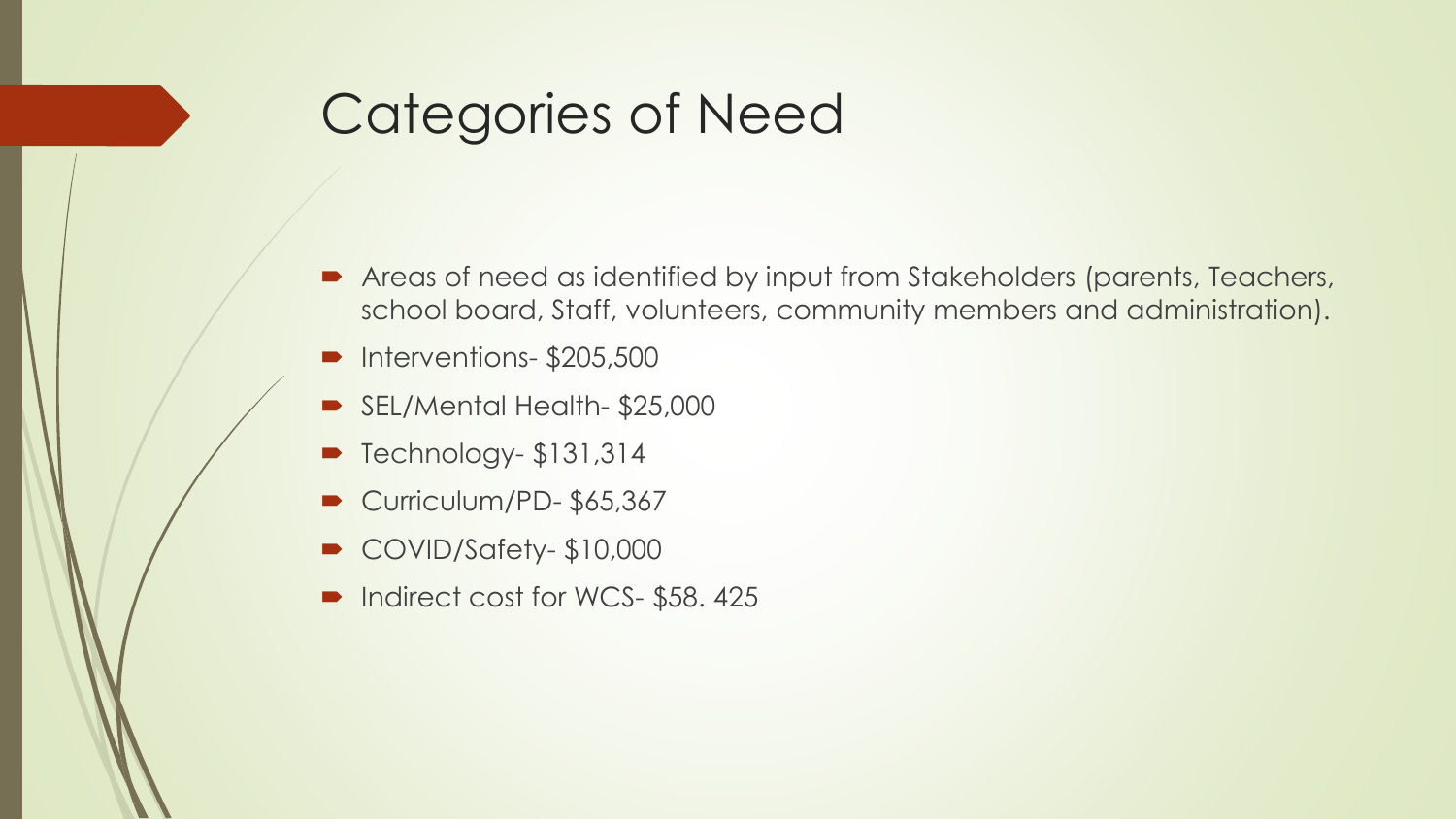# Categories of Need

- Areas of need as identified by input from Stakeholders (parents, Teachers, school board, Staff, volunteers, community members and administration).
- Interventions- $205,500
- SEL/Mental Health- $25,000
- Technology- $131,314
- Curriculum/PD- $65,367
- COVID/Safety- $10,000
- Indirect cost for WCS- $58. 425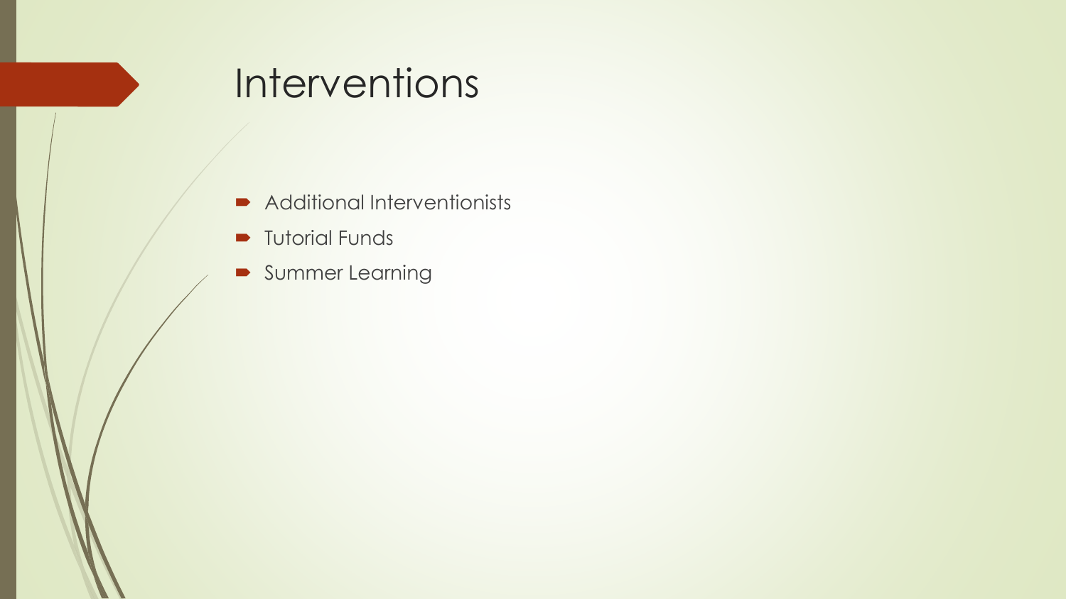# Interventions

- Additional Interventionists
- Tutorial Funds
- Summer Learning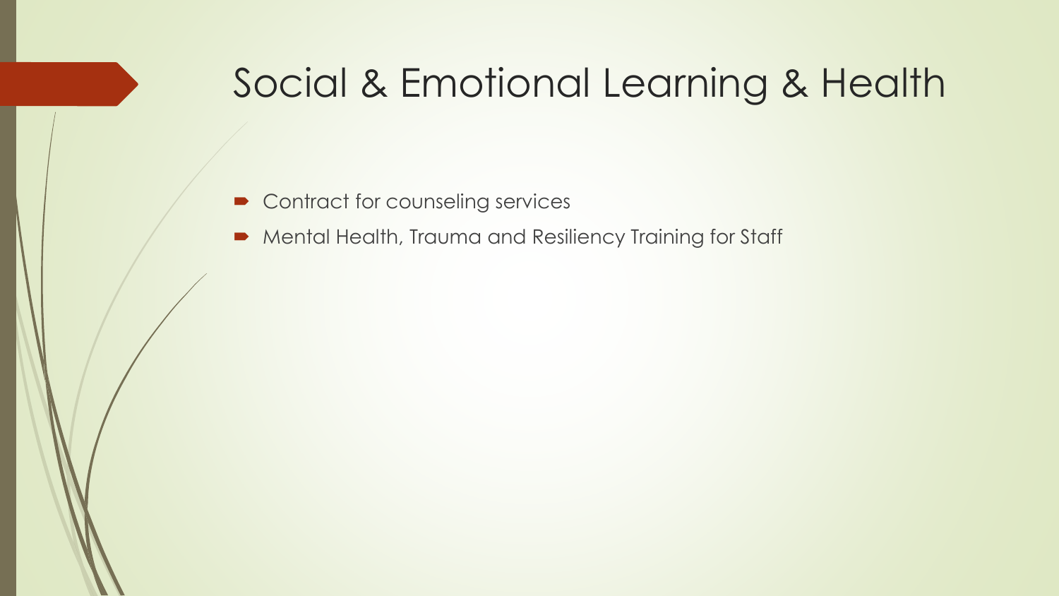# Social & Emotional Learning & Health

- Contract for counseling services
- Mental Health, Trauma and Resiliency Training for Staff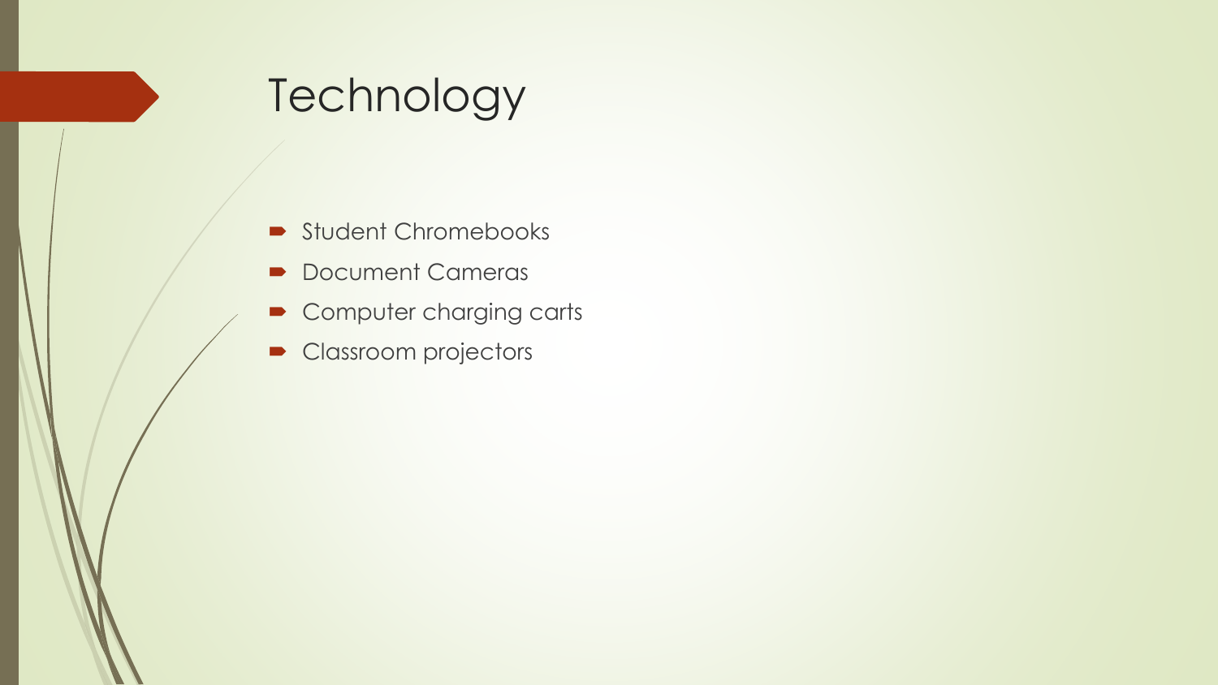# Technology

- Student Chromebooks
- Document Cameras
- Computer charging carts
- Classroom projectors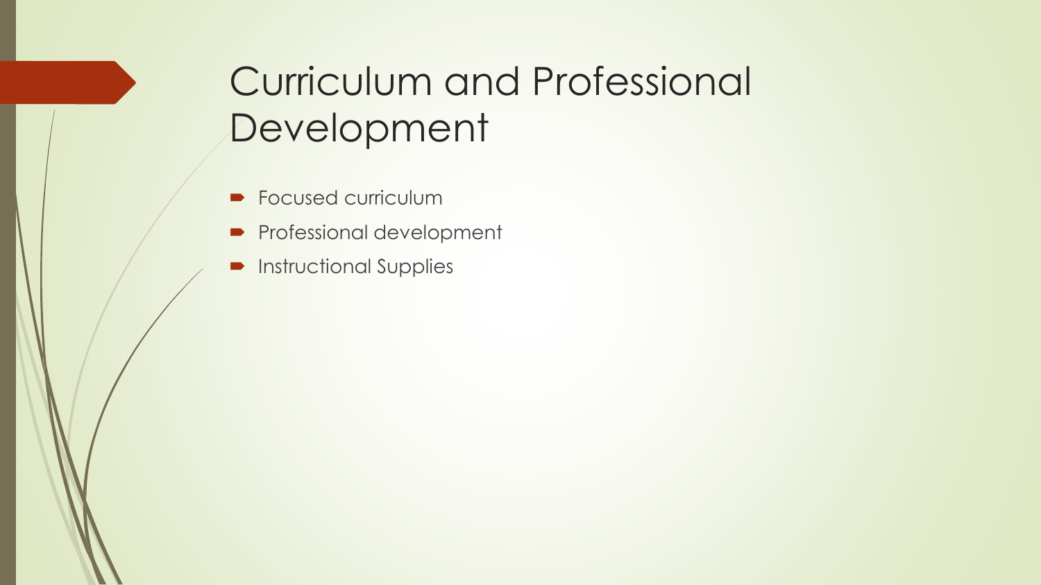# Curriculum and Professional Development

- Focused curriculum
- Professional development
- Instructional Supplies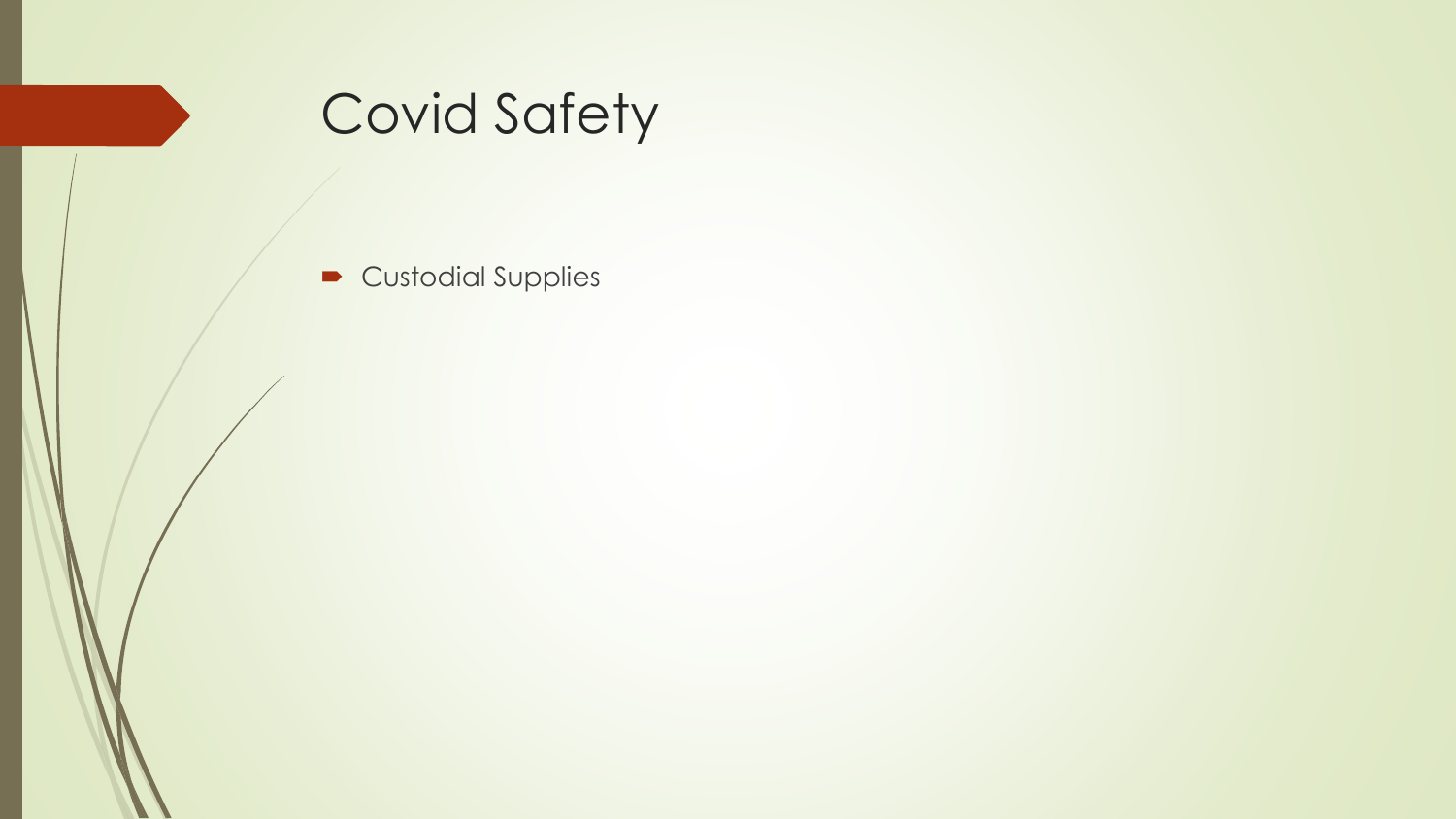# Covid Safety

- Custodial Supplies